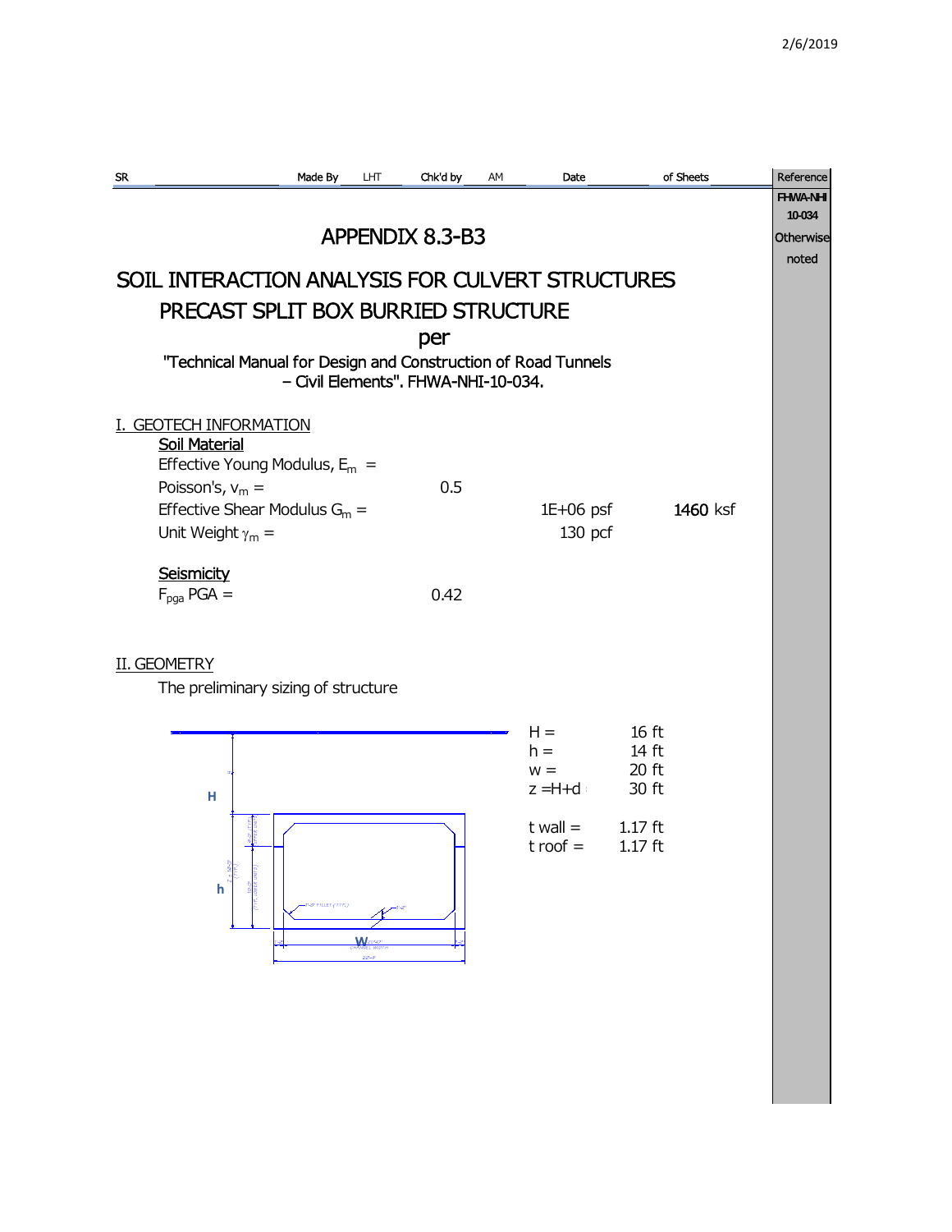2/6/2019

SR Made By LHT Chk'd by AM Date of Sheets

Reference: FHWA-NHI 10-034 Otherwise noted

# APPENDIX 8.3-B3

# SOIL INTERACTION ANALYSIS FOR CULVERT STRUCTURES

## PRECAST SPLIT BOX BURRIED STRUCTURE

per

"Technical Manual for Design and Construction of Road Tunnels – Civil Elements". FHWA-NHI-10-034.

## I. GEOTECH INFORMATION

### Soil Material

Effective Young Modulus, $E_m$ =

Poisson's, $v_m$ = 0.5

Effective Shear Modulus $G_m$ = 1E+06 psf 1460 ksf

Unit Weight $\gamma_m$ = 130 pcf

### Seismicity

$F_{pga}$ PGA = 0.42

## II. GEOMETRY

The preliminary sizing of structure

| | | |
|---|---|---|
| H = | 16 | ft |
| h = | 14 | ft |
| w = | 20 | ft |
| z =H+d | 30 | ft |
| t wall = | 1.17 | ft |
| t roof = | 1.17 | ft |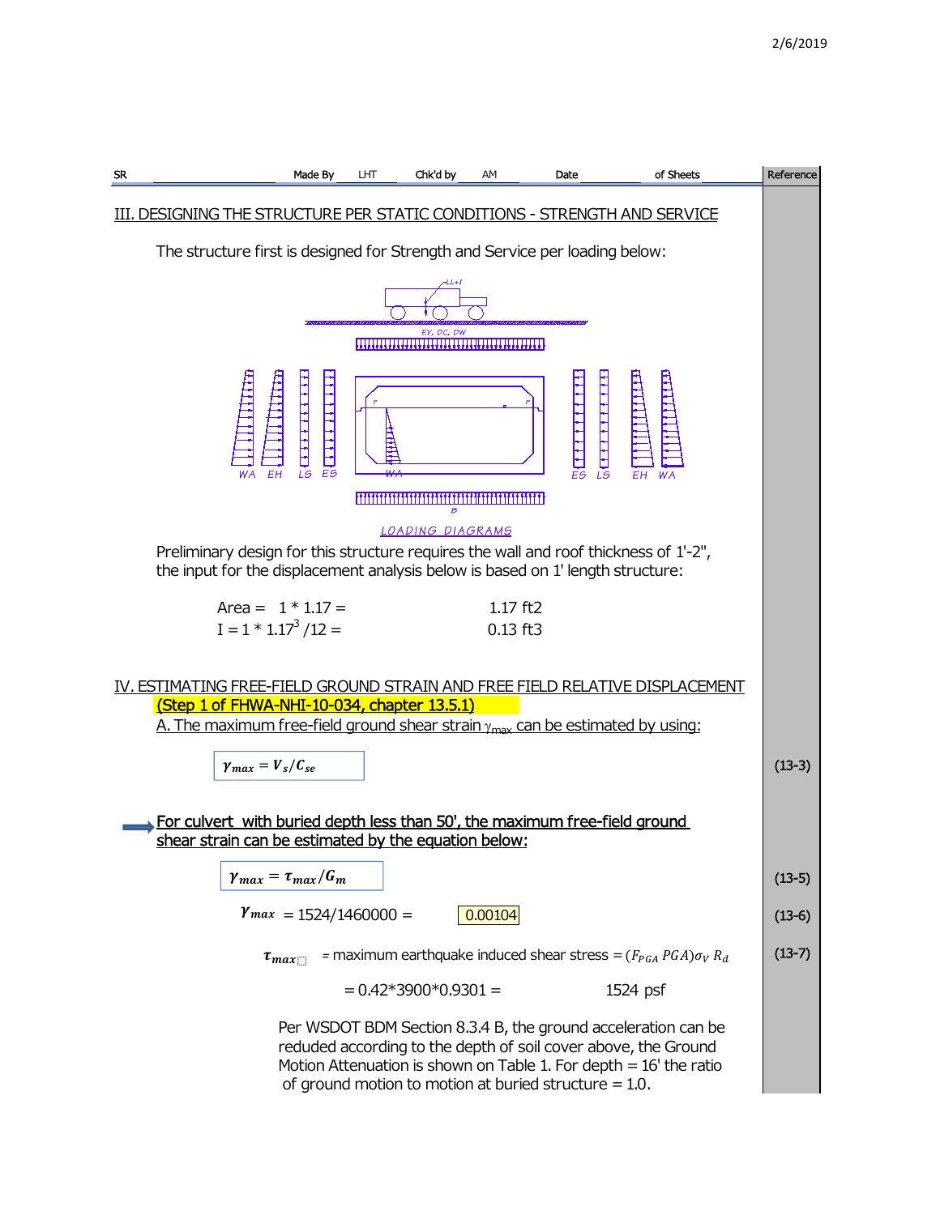## III. DESIGNING THE STRUCTURE PER STATIC CONDITIONS - STRENGTH AND SERVICE

The structure first is designed for Strength and Service per loading below:

LOADING DIAGRAMS

Preliminary design for this structure requires the wall and roof thickness of 1'-2", the input for the displacement analysis below is based on 1' length structure:

Area = 1 * 1.17 = 1.17 ft2

I = 1 * 1.17$^3$ /12 = 0.13 ft3

## IV. ESTIMATING FREE-FIELD GROUND STRAIN AND FREE FIELD RELATIVE DISPLACEMENT

**(Step 1 of FHWA-NHI-10-034, chapter 13.5.1)**

A. The maximum free-field ground shear strain $\gamma_{max}$ can be estimated by using:

$$\gamma_{max} = V_s/C_{se} \quad (13\text{-}3)$$

**For culvert with buried depth less than 50', the maximum free-field ground shear strain can be estimated by the equation below:**

$$\gamma_{max} = \tau_{max}/G_m \quad (13\text{-}5)$$

$$\gamma_{max} = 1524/1460000 = 0.00104 \quad (13\text{-}6)$$

$\tau_{max}$ = maximum earthquake induced shear stress = $(F_{PGA}\,PGA)\sigma_V\,R_d$ (13-7)

= 0.42*3900*0.9301 = 1524 psf

Per WSDOT BDM Section 8.3.4 B, the ground acceleration can be reduded according to the depth of soil cover above, the Ground Motion Attenuation is shown on Table 1. For depth = 16' the ratio of ground motion to motion at buried structure = 1.0.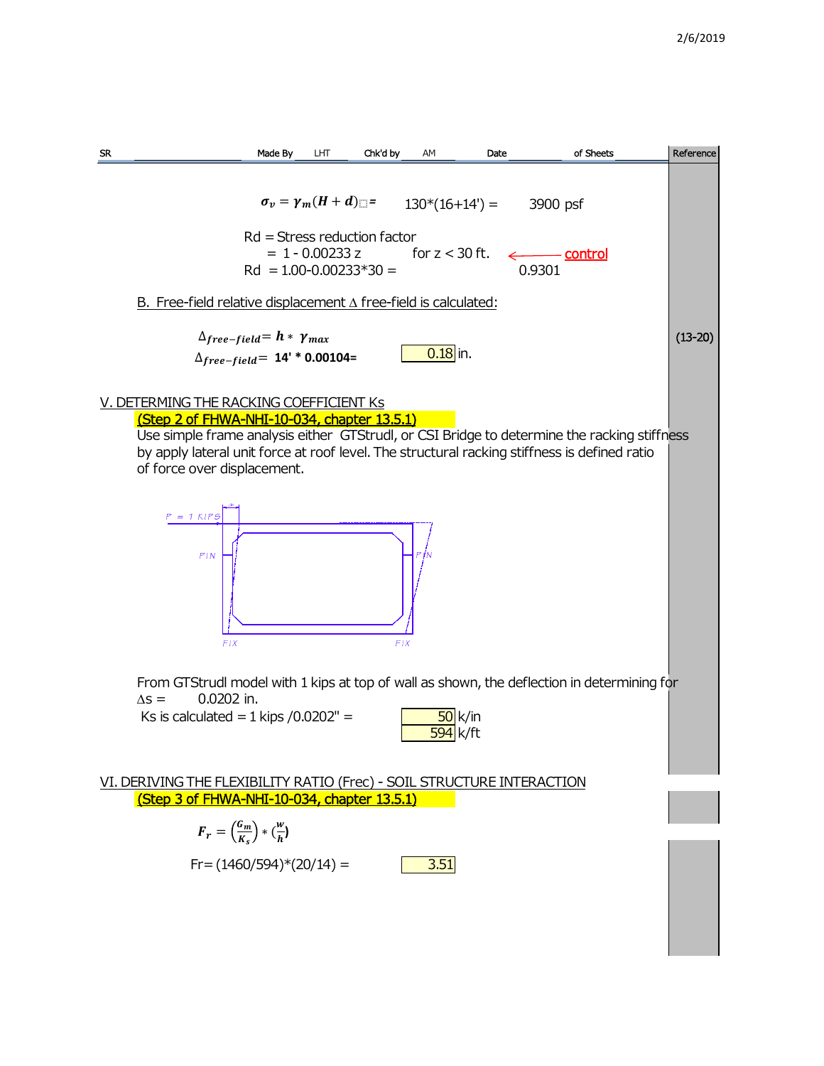| SR | Made By | LHT | Chk'd by | AM | Date | | of Sheets | | Reference |
|---|---|---|---|---|---|---|---|---|---|

$$\sigma_v = \gamma_m (H + d) =$$ 130*(16+14') = 3900 psf

Rd = Stress reduction factor
= 1 - 0.00233 z  for z < 30 ft. ← control
Rd = 1.00-0.00233*30 = 0.9301

B. Free-field relative displacement $\Delta$ free-field is calculated:

$$\Delta_{free-field} = h * \gamma_{max}$$ (13-20)

$$\Delta_{free-field} = 14' * 0.00104 =$$ 0.18 in.

## V. DETERMING THE RACKING COEFFICIENT Ks

(Step 2 of FHWA-NHI-10-034, chapter 13.5.1)

Use simple frame analysis either GTStrudl, or CSI Bridge to determine the racking stiffness by apply lateral unit force at roof level. The structural racking stiffness is defined ratio of force over displacement.

F = 1 KIPS

PIN PIN

FIX FIX

From GTStrudl model with 1 kips at top of wall as shown, the deflection in determining for
$\Delta s =$ 0.0202 in.
Ks is calculated = 1 kips /0.0202" = 50 k/in
594 k/ft

## VI. DERIVING THE FLEXIBILITY RATIO (Frec) - SOIL STRUCTURE INTERACTION

(Step 3 of FHWA-NHI-10-034, chapter 13.5.1)

$$F_r = \left(\frac{G_m}{K_s}\right) * \left(\frac{w}{h}\right)$$

Fr= (1460/594)*(20/14) = 3.51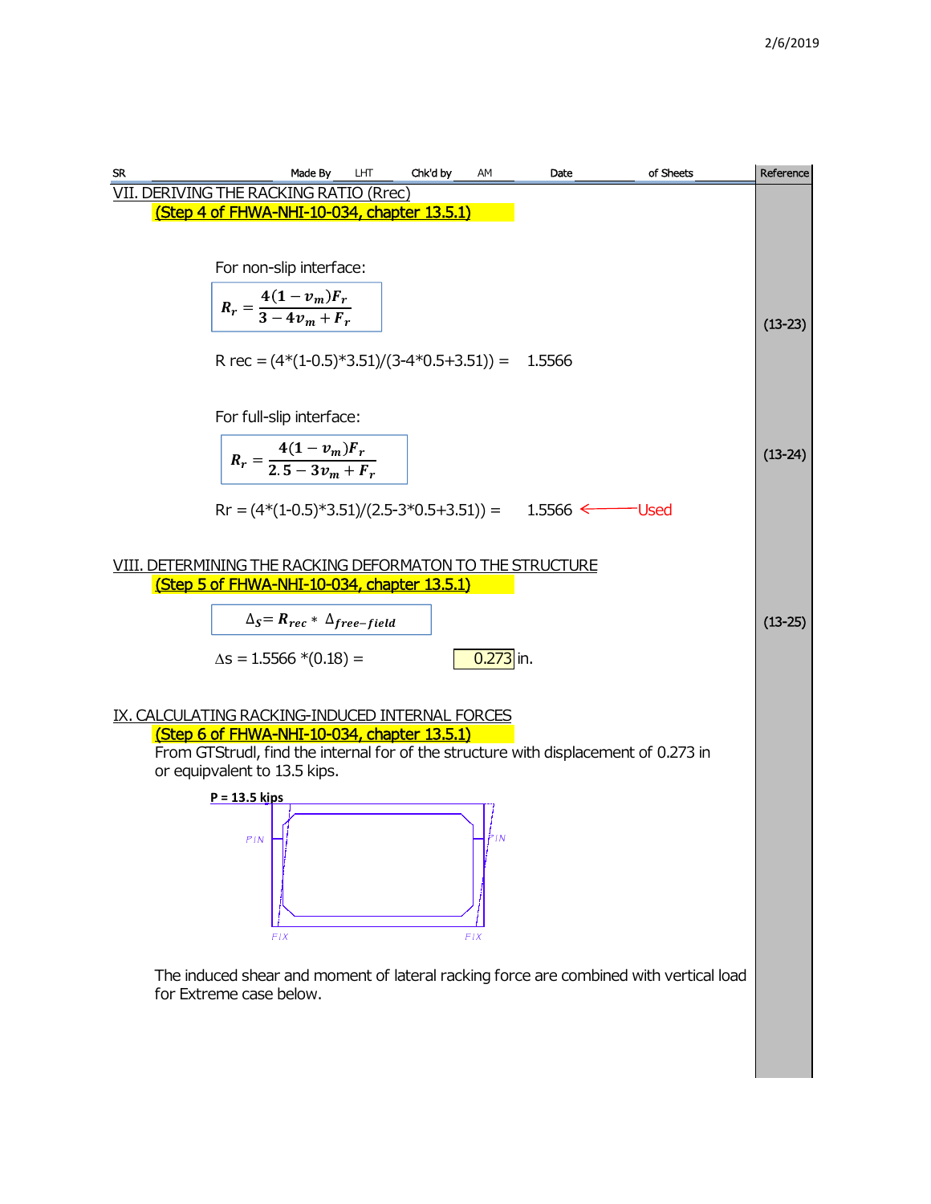| SR | Made By | LHT | Chk'd by | AM | Date | of Sheets | Reference |
|---|---|---|---|---|---|---|---|

## VII. DERIVING THE RACKING RATIO (Rrec)

**(Step 4 of FHWA-NHI-10-034, chapter 13.5.1)**

For non-slip interface:

$$R_r = \frac{4(1-v_m)F_r}{3-4v_m+F_r} \qquad (13\text{-}23)$$

R rec = (4*(1-0.5)*3.51)/(3-4*0.5+3.51)) = 1.5566

For full-slip interface:

$$R_r = \frac{4(1-v_m)F_r}{2.5-3v_m+F_r} \qquad (13\text{-}24)$$

Rr = (4*(1-0.5)*3.51)/(2.5-3*0.5+3.51)) = 1.5566 ← Used

## VIII. DETERMINING THE RACKING DEFORMATON TO THE STRUCTURE

**(Step 5 of FHWA-NHI-10-034, chapter 13.5.1)**

$$\Delta_S = R_{rec} * \Delta_{free-field} \qquad (13\text{-}25)$$

Δs = 1.5566 *(0.18) = 0.273 in.

## IX. CALCULATING RACKING-INDUCED INTERNAL FORCES

**(Step 6 of FHWA-NHI-10-034, chapter 13.5.1)**

From GTStrudl, find the internal for of the structure with displacement of 0.273 in or equipvalent to 13.5 kips.

P = 13.5 kips

PIN PIN

FIX FIX

The induced shear and moment of lateral racking force are combined with vertical load for Extreme case below.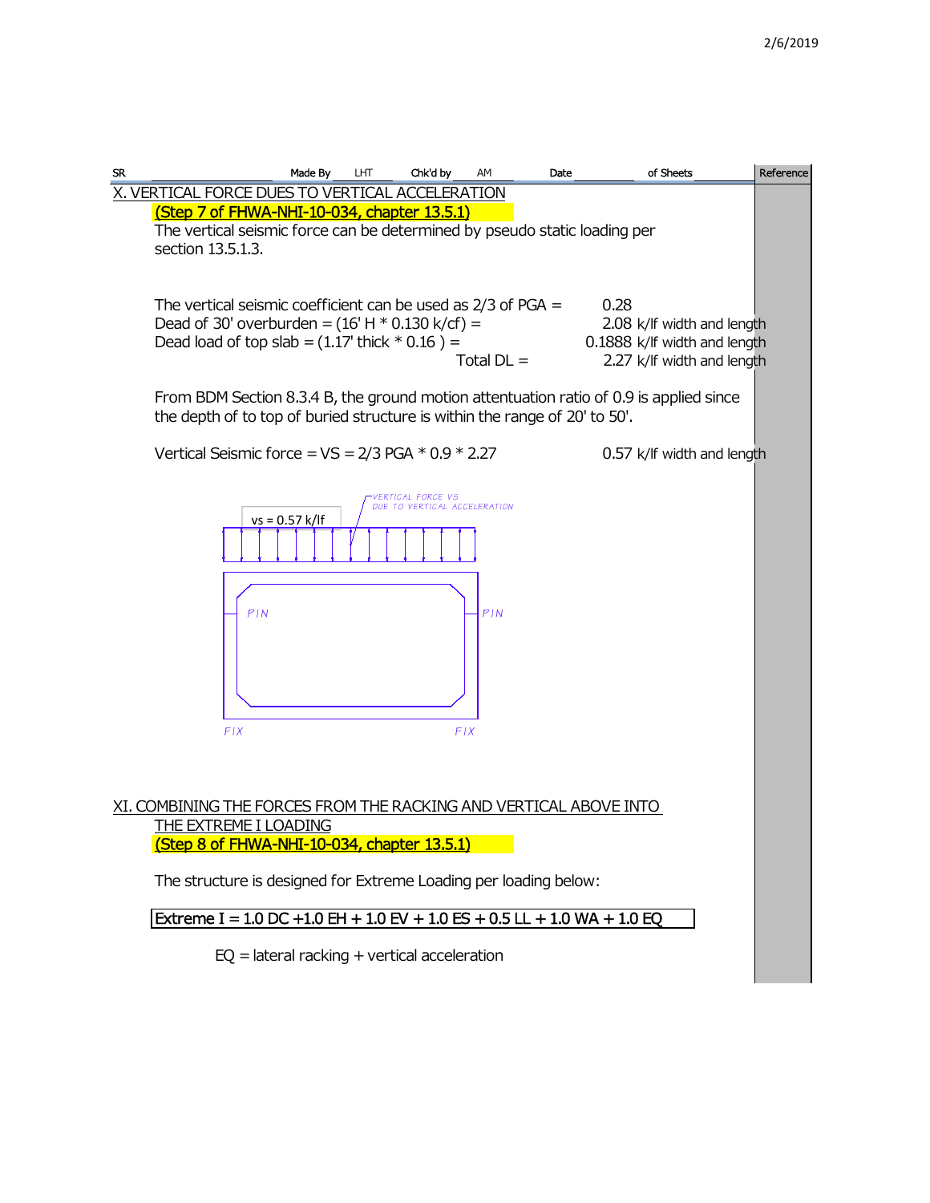| SR | Made By | LHT | Chk'd by | AM | Date | of Sheets | Reference |
|---|---|---|---|---|---|---|---|

## X. VERTICAL FORCE DUES TO VERTICAL ACCELERATION

**(Step 7 of FHWA-NHI-10-034, chapter 13.5.1)**

The vertical seismic force can be determined by pseudo static loading per section 13.5.1.3.

| | | |
|---|---|---|
| The vertical seismic coefficient can be used as 2/3 of PGA = | 0.28 | |
| Dead of 30' overburden = (16' H * 0.130 k/cf) = | 2.08 | k/lf width and length |
| Dead load of top slab = (1.17' thick * 0.16 ) = | 0.1888 | k/lf width and length |
| Total DL = | 2.27 | k/lf width and length |

From BDM Section 8.3.4 B, the ground motion attentuation ratio of 0.9 is applied since the depth of to top of buried structure is within the range of 20' to 50'.

Vertical Seismic force = VS = 2/3 PGA * 0.9 * 2.27 &nbsp;&nbsp;&nbsp;&nbsp; 0.57 k/lf width and length

vs = 0.57 k/lf

VERTICAL FORCE VS DUE TO VERTICAL ACCELERATION

PIN

PIN

FIX

FIX

## XI. COMBINING THE FORCES FROM THE RACKING AND VERTICAL ABOVE INTO THE EXTREME I LOADING

**(Step 8 of FHWA-NHI-10-034, chapter 13.5.1)**

The structure is designed for Extreme Loading per loading below:

**Extreme I = 1.0 DC +1.0 EH + 1.0 EV + 1.0 ES + 0.5 LL + 1.0 WA + 1.0 EQ**

EQ = lateral racking + vertical acceleration